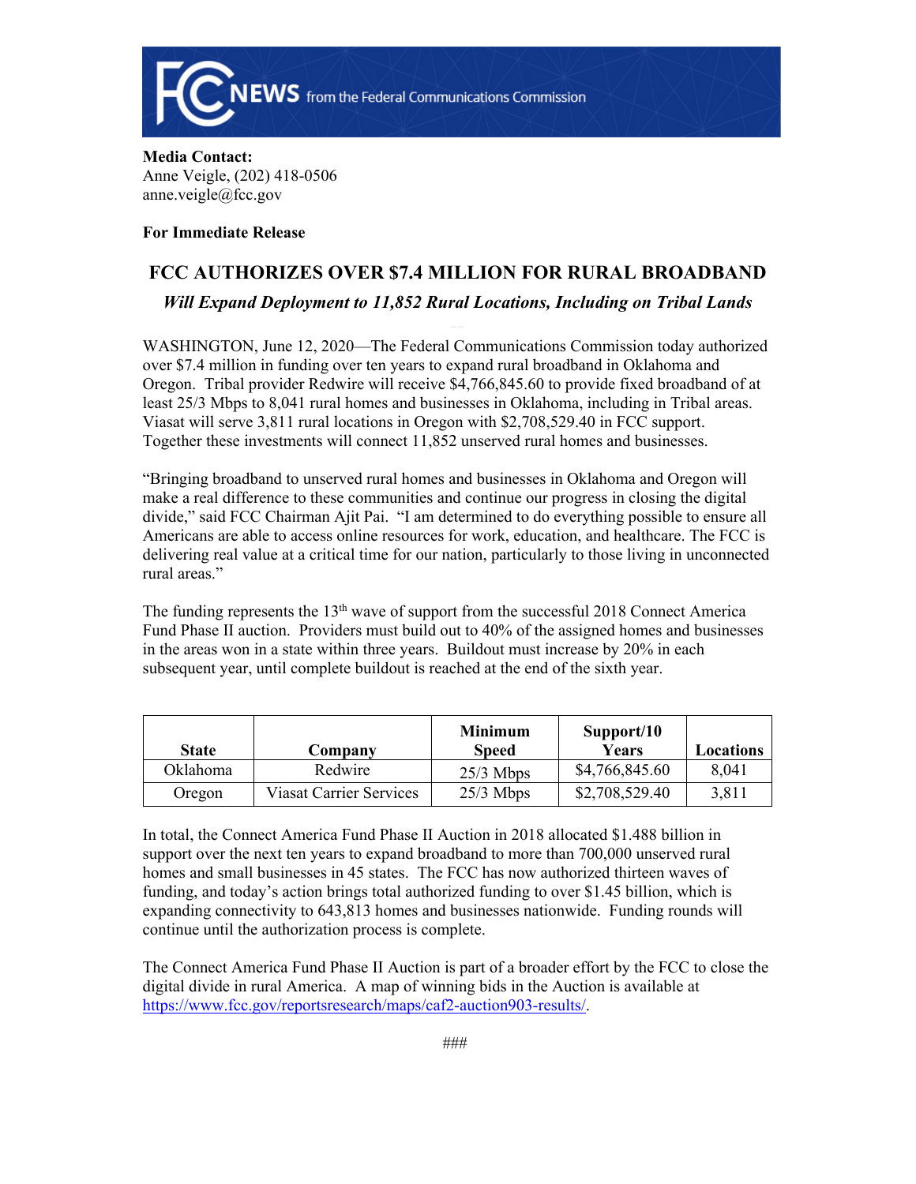**Media Contact:**
Anne Veigle, (202) 418-0506
anne.veigle@fcc.gov

**For Immediate Release**

# FCC AUTHORIZES OVER $7.4 MILLION FOR RURAL BROADBAND

***Will Expand Deployment to 11,852 Rural Locations, Including on Tribal Lands***

WASHINGTON, June 12, 2020—The Federal Communications Commission today authorized over $7.4 million in funding over ten years to expand rural broadband in Oklahoma and Oregon. Tribal provider Redwire will receive $4,766,845.60 to provide fixed broadband of at least 25/3 Mbps to 8,041 rural homes and businesses in Oklahoma, including in Tribal areas. Viasat will serve 3,811 rural locations in Oregon with $2,708,529.40 in FCC support. Together these investments will connect 11,852 unserved rural homes and businesses.

"Bringing broadband to unserved rural homes and businesses in Oklahoma and Oregon will make a real difference to these communities and continue our progress in closing the digital divide," said FCC Chairman Ajit Pai. "I am determined to do everything possible to ensure all Americans are able to access online resources for work, education, and healthcare. The FCC is delivering real value at a critical time for our nation, particularly to those living in unconnected rural areas."

The funding represents the 13th wave of support from the successful 2018 Connect America Fund Phase II auction. Providers must build out to 40% of the assigned homes and businesses in the areas won in a state within three years. Buildout must increase by 20% in each subsequent year, until complete buildout is reached at the end of the sixth year.

| State | Company | Minimum Speed | Support/10 Years | Locations |
|---|---|---|---|---|
| Oklahoma | Redwire | 25/3 Mbps | $4,766,845.60 | 8,041 |
| Oregon | Viasat Carrier Services | 25/3 Mbps | $2,708,529.40 | 3,811 |

In total, the Connect America Fund Phase II Auction in 2018 allocated $1.488 billion in support over the next ten years to expand broadband to more than 700,000 unserved rural homes and small businesses in 45 states. The FCC has now authorized thirteen waves of funding, and today's action brings total authorized funding to over $1.45 billion, which is expanding connectivity to 643,813 homes and businesses nationwide. Funding rounds will continue until the authorization process is complete.

The Connect America Fund Phase II Auction is part of a broader effort by the FCC to close the digital divide in rural America. A map of winning bids in the Auction is available at https://www.fcc.gov/reportsresearch/maps/caf2-auction903-results/.

###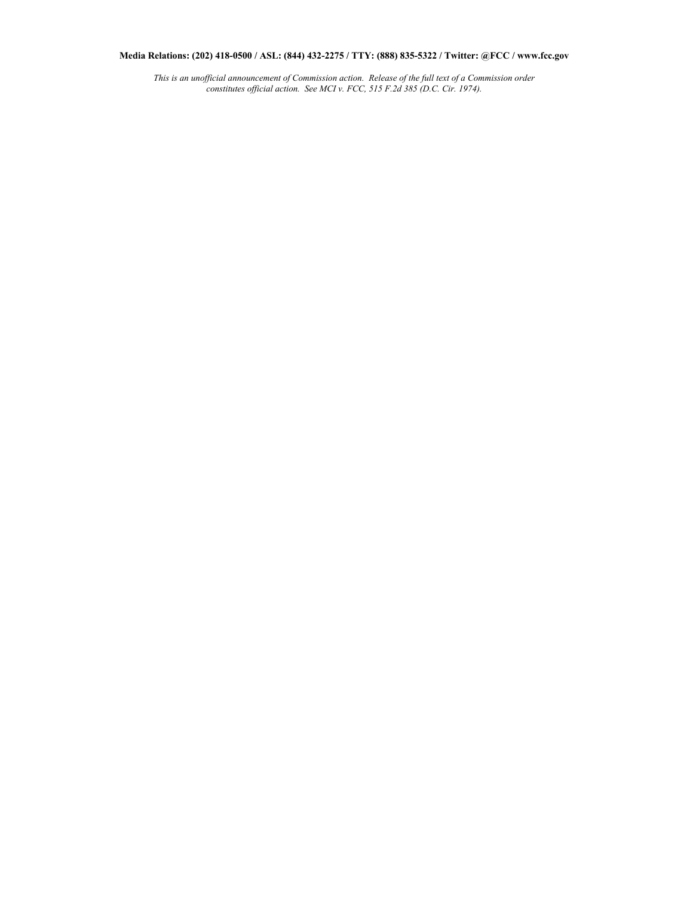**Media Relations: (202) 418-0500 / ASL: (844) 432-2275 / TTY: (888) 835-5322 / Twitter: @FCC / www.fcc.gov**

*This is an unofficial announcement of Commission action. Release of the full text of a Commission order constitutes official action. See MCI v. FCC, 515 F.2d 385 (D.C. Cir. 1974).*